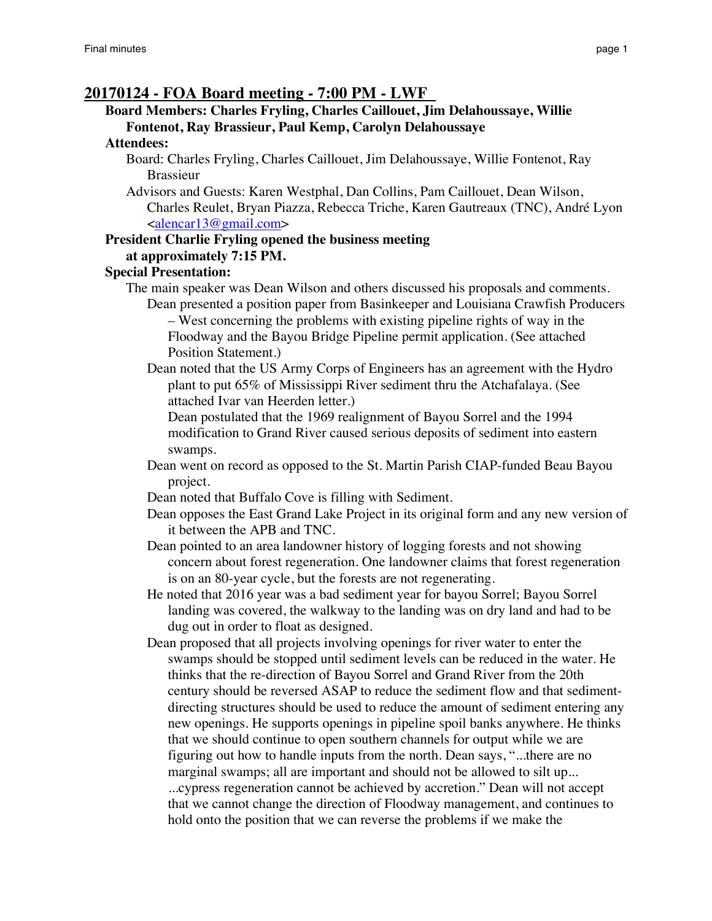## 20170124 - FOA Board meeting - 7:00 PM - LWF

**Board Members: Charles Fryling, Charles Caillouet, Jim Delahoussaye, Willie Fontenot, Ray Brassieur, Paul Kemp, Carolyn Delahoussaye**

**Attendees:**

Board: Charles Fryling, Charles Caillouet, Jim Delahoussaye, Willie Fontenot, Ray Brassieur

Advisors and Guests: Karen Westphal, Dan Collins, Pam Caillouet, Dean Wilson, Charles Reulet, Bryan Piazza, Rebecca Triche, Karen Gautreaux (TNC), André Lyon <alencar13@gmail.com>

**President Charlie Fryling opened the business meeting at approximately 7:15 PM.**

**Special Presentation:**

The main speaker was Dean Wilson and others discussed his proposals and comments.

Dean presented a position paper from Basinkeeper and Louisiana Crawfish Producers – West concerning the problems with existing pipeline rights of way in the Floodway and the Bayou Bridge Pipeline permit application. (See attached Position Statement.)

Dean noted that the US Army Corps of Engineers has an agreement with the Hydro plant to put 65% of Mississippi River sediment thru the Atchafalaya. (See attached Ivar van Heerden letter.)

Dean postulated that the 1969 realignment of Bayou Sorrel and the 1994 modification to Grand River caused serious deposits of sediment into eastern swamps.

Dean went on record as opposed to the St. Martin Parish CIAP-funded Beau Bayou project.

Dean noted that Buffalo Cove is filling with Sediment.

Dean opposes the East Grand Lake Project in its original form and any new version of it between the APB and TNC.

Dean pointed to an area landowner history of logging forests and not showing concern about forest regeneration. One landowner claims that forest regeneration is on an 80-year cycle, but the forests are not regenerating.

He noted that 2016 year was a bad sediment year for bayou Sorrel; Bayou Sorrel landing was covered, the walkway to the landing was on dry land and had to be dug out in order to float as designed.

Dean proposed that all projects involving openings for river water to enter the swamps should be stopped until sediment levels can be reduced in the water. He thinks that the re-direction of Bayou Sorrel and Grand River from the 20th century should be reversed ASAP to reduce the sediment flow and that sediment-directing structures should be used to reduce the amount of sediment entering any new openings. He supports openings in pipeline spoil banks anywhere. He thinks that we should continue to open southern channels for output while we are figuring out how to handle inputs from the north. Dean says, "...there are no marginal swamps; all are important and should not be allowed to silt up... ...cypress regeneration cannot be achieved by accretion." Dean will not accept that we cannot change the direction of Floodway management, and continues to hold onto the position that we can reverse the problems if we make the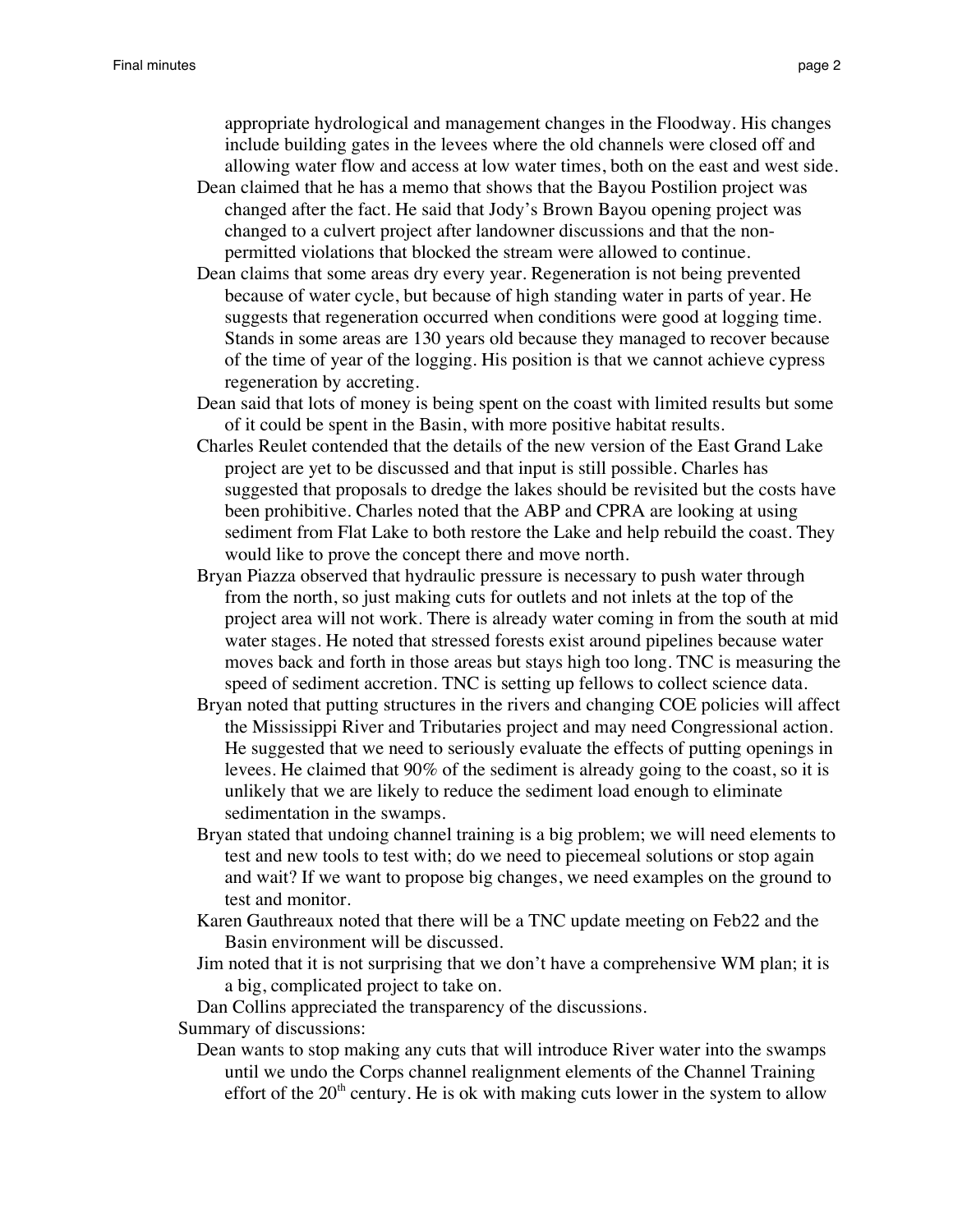appropriate hydrological and management changes in the Floodway. His changes include building gates in the levees where the old channels were closed off and allowing water flow and access at low water times, both on the east and west side.

Dean claimed that he has a memo that shows that the Bayou Postilion project was changed after the fact. He said that Jody's Brown Bayou opening project was changed to a culvert project after landowner discussions and that the non-permitted violations that blocked the stream were allowed to continue.

Dean claims that some areas dry every year. Regeneration is not being prevented because of water cycle, but because of high standing water in parts of year. He suggests that regeneration occurred when conditions were good at logging time. Stands in some areas are 130 years old because they managed to recover because of the time of year of the logging. His position is that we cannot achieve cypress regeneration by accreting.

Dean said that lots of money is being spent on the coast with limited results but some of it could be spent in the Basin, with more positive habitat results.

Charles Reulet contended that the details of the new version of the East Grand Lake project are yet to be discussed and that input is still possible. Charles has suggested that proposals to dredge the lakes should be revisited but the costs have been prohibitive. Charles noted that the ABP and CPRA are looking at using sediment from Flat Lake to both restore the Lake and help rebuild the coast. They would like to prove the concept there and move north.

Bryan Piazza observed that hydraulic pressure is necessary to push water through from the north, so just making cuts for outlets and not inlets at the top of the project area will not work. There is already water coming in from the south at mid water stages. He noted that stressed forests exist around pipelines because water moves back and forth in those areas but stays high too long. TNC is measuring the speed of sediment accretion. TNC is setting up fellows to collect science data.

Bryan noted that putting structures in the rivers and changing COE policies will affect the Mississippi River and Tributaries project and may need Congressional action. He suggested that we need to seriously evaluate the effects of putting openings in levees. He claimed that 90% of the sediment is already going to the coast, so it is unlikely that we are likely to reduce the sediment load enough to eliminate sedimentation in the swamps.

Bryan stated that undoing channel training is a big problem; we will need elements to test and new tools to test with; do we need to piecemeal solutions or stop again and wait? If we want to propose big changes, we need examples on the ground to test and monitor.

Karen Gauthreaux noted that there will be a TNC update meeting on Feb22 and the Basin environment will be discussed.

Jim noted that it is not surprising that we don't have a comprehensive WM plan; it is a big, complicated project to take on.

Dan Collins appreciated the transparency of the discussions.

Summary of discussions:

Dean wants to stop making any cuts that will introduce River water into the swamps until we undo the Corps channel realignment elements of the Channel Training effort of the 20th century. He is ok with making cuts lower in the system to allow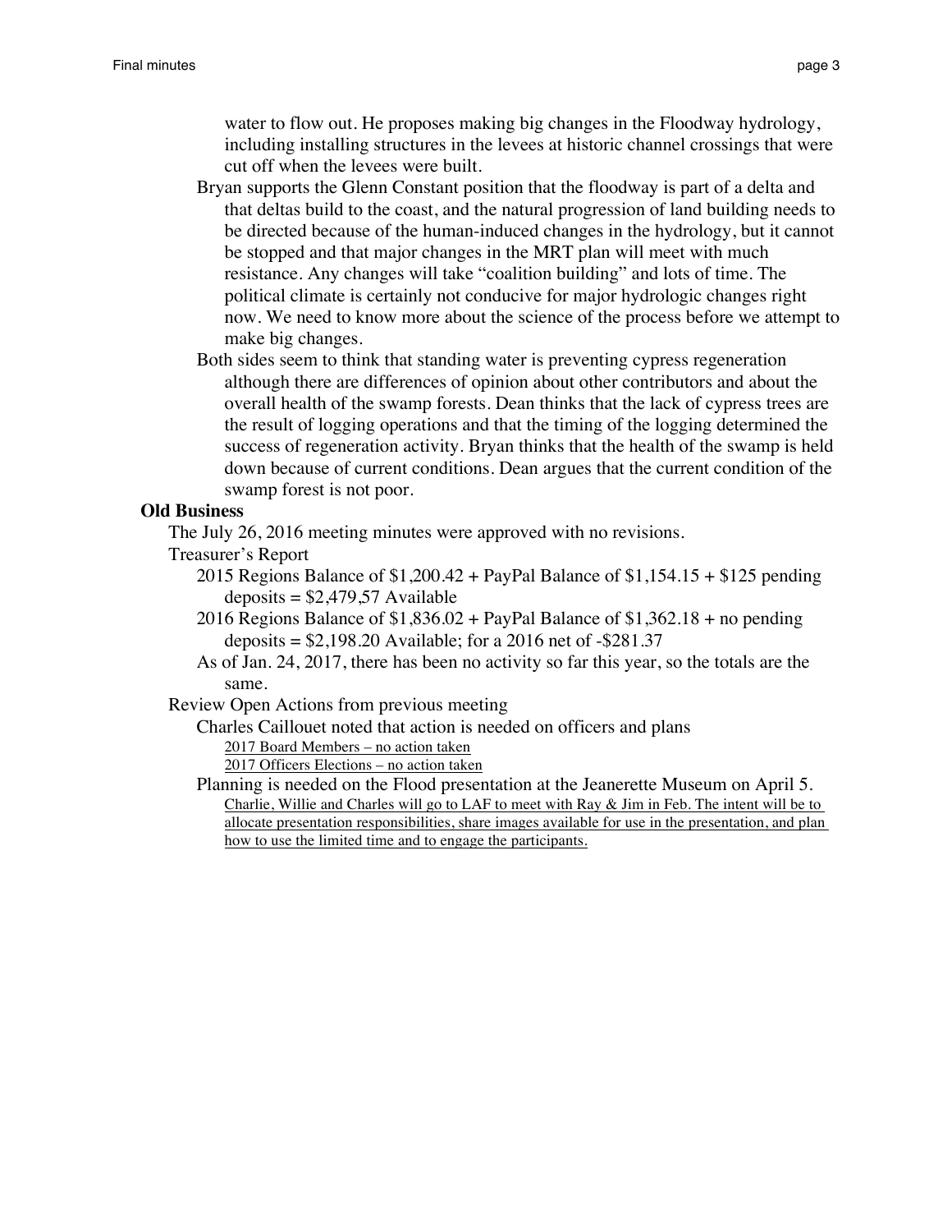water to flow out. He proposes making big changes in the Floodway hydrology, including installing structures in the levees at historic channel crossings that were cut off when the levees were built.

Bryan supports the Glenn Constant position that the floodway is part of a delta and that deltas build to the coast, and the natural progression of land building needs to be directed because of the human-induced changes in the hydrology, but it cannot be stopped and that major changes in the MRT plan will meet with much resistance. Any changes will take "coalition building" and lots of time. The political climate is certainly not conducive for major hydrologic changes right now. We need to know more about the science of the process before we attempt to make big changes.

Both sides seem to think that standing water is preventing cypress regeneration although there are differences of opinion about other contributors and about the overall health of the swamp forests. Dean thinks that the lack of cypress trees are the result of logging operations and that the timing of the logging determined the success of regeneration activity. Bryan thinks that the health of the swamp is held down because of current conditions. Dean argues that the current condition of the swamp forest is not poor.

**Old Business**

The July 26, 2016 meeting minutes were approved with no revisions.

Treasurer's Report

- 2015 Regions Balance of $1,200.42 + PayPal Balance of $1,154.15 + $125 pending deposits = $2,479,57 Available
- 2016 Regions Balance of $1,836.02 + PayPal Balance of $1,362.18 + no pending deposits = $2,198.20 Available; for a 2016 net of -$281.37
- As of Jan. 24, 2017, there has been no activity so far this year, so the totals are the same.

Review Open Actions from previous meeting

- Charles Caillouet noted that action is needed on officers and plans
  - <u>2017 Board Members – no action taken</u>
  - <u>2017 Officers Elections – no action taken</u>
- Planning is needed on the Flood presentation at the Jeanerette Museum on April 5.
  - <u>Charlie, Willie and Charles will go to LAF to meet with Ray & Jim in Feb. The intent will be to allocate presentation responsibilities, share images available for use in the presentation, and plan how to use the limited time and to engage the participants.</u>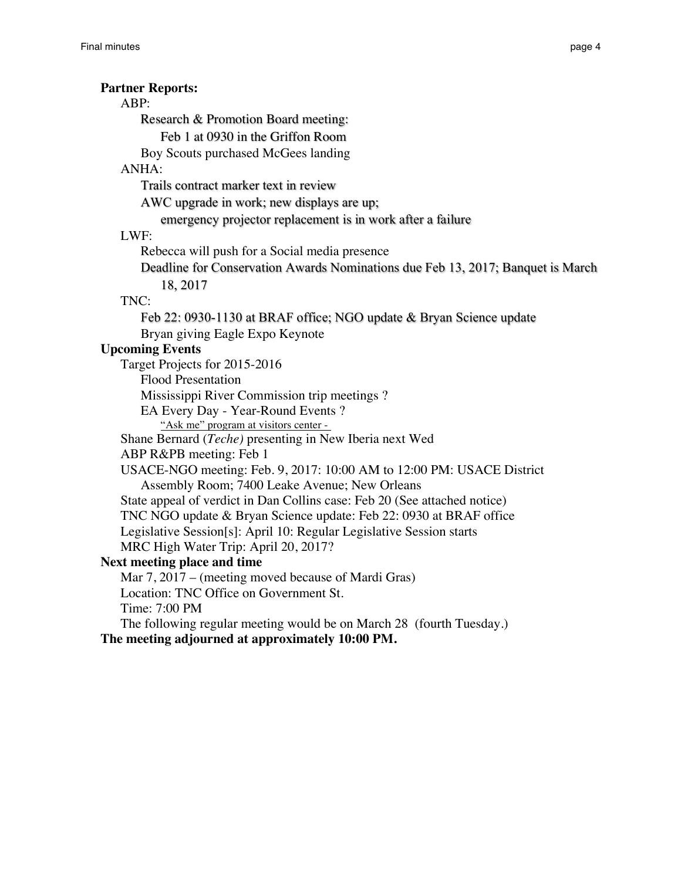**Partner Reports:**

- ABP:
  - Research & Promotion Board meeting:
    - Feb 1 at 0930 in the Griffon Room
  - Boy Scouts purchased McGees landing
- ANHA:
  - Trails contract marker text in review
  - AWC upgrade in work; new displays are up;
    - emergency projector replacement is in work after a failure
- LWF:
  - Rebecca will push for a Social media presence
  - Deadline for Conservation Awards Nominations due Feb 13, 2017; Banquet is March 18, 2017
- TNC:
  - Feb 22: 0930-1130 at BRAF office; NGO update & Bryan Science update
  - Bryan giving Eagle Expo Keynote

**Upcoming Events**

- Target Projects for 2015-2016
  - Flood Presentation
  - Mississippi River Commission trip meetings ?
  - EA Every Day - Year-Round Events ?
    - <u>"Ask me" program at visitors center -</u>
- Shane Bernard (*Teche)* presenting in New Iberia next Wed
- ABP R&PB meeting: Feb 1
- USACE-NGO meeting: Feb. 9, 2017: 10:00 AM to 12:00 PM: USACE District Assembly Room; 7400 Leake Avenue; New Orleans
- State appeal of verdict in Dan Collins case: Feb 20 (See attached notice)
- TNC NGO update & Bryan Science update: Feb 22: 0930 at BRAF office
- Legislative Session[s]: April 10: Regular Legislative Session starts
- MRC High Water Trip: April 20, 2017?

**Next meeting place and time**

- Mar 7, 2017 – (meeting moved because of Mardi Gras)
- Location: TNC Office on Government St.
- Time: 7:00 PM
- The following regular meeting would be on March 28 (fourth Tuesday.)

**The meeting adjourned at approximately 10:00 PM.**